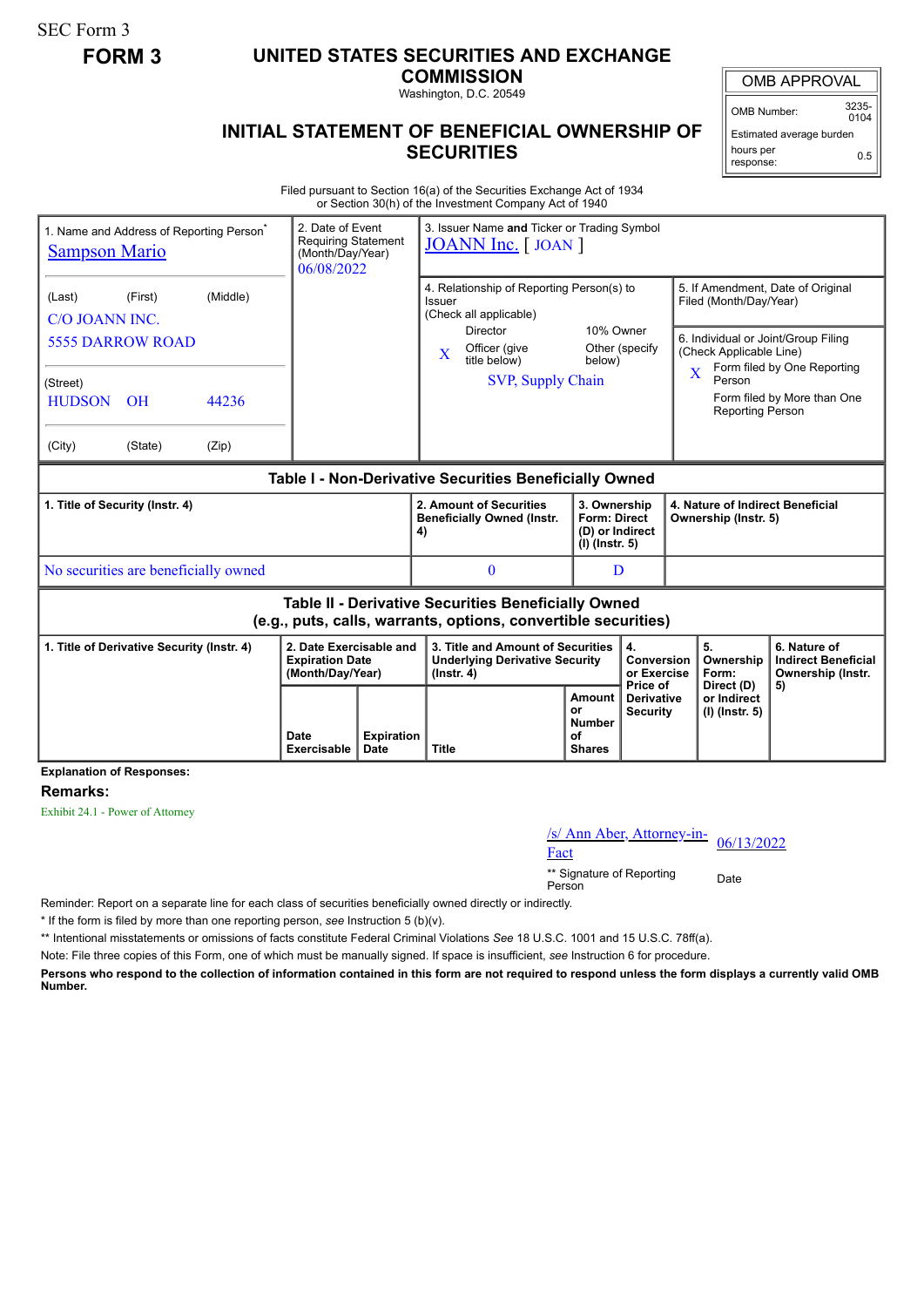SEC Form 3

**FORM 3**

# UNITED STATES SECURITIES AND EXCHANGE COMMISSION

Washington, D.C. 20549

## INITIAL STATEMENT OF BENEFICIAL OWNERSHIP OF SECURITIES

| OMB APPROVAL | |
|---|---|
| OMB Number: | 3235-0104 |
| Estimated average burden hours per response: | 0.5 |

Filed pursuant to Section 16(a) of the Securities Exchange Act of 1934 or Section 30(h) of the Investment Company Act of 1940

1. Name and Address of Reporting Person*
Sampson Mario

(Last) (First) (Middle)
C/O JOANN INC.
5555 DARROW ROAD

(Street)
HUDSON OH 44236

(City) (State) (Zip)

2. Date of Event Requiring Statement (Month/Day/Year)
06/08/2022

3. Issuer Name **and** Ticker or Trading Symbol
JOANN Inc. [ JOAN ]

4. Relationship of Reporting Person(s) to Issuer (Check all applicable)
Director
10% Owner
X Officer (give title below)
Other (specify below)
SVP, Supply Chain

5. If Amendment, Date of Original Filed (Month/Day/Year)

6. Individual or Joint/Group Filing (Check Applicable Line)
X Form filed by One Reporting Person
Form filed by More than One Reporting Person

### Table I - Non-Derivative Securities Beneficially Owned

| 1. Title of Security (Instr. 4) | 2. Amount of Securities Beneficially Owned (Instr. 4) | 3. Ownership Form: Direct (D) or Indirect (I) (Instr. 5) | 4. Nature of Indirect Beneficial Ownership (Instr. 5) |
|---|---|---|---|
| No securities are beneficially owned | 0 | D | |

### Table II - Derivative Securities Beneficially Owned (e.g., puts, calls, warrants, options, convertible securities)

| 1. Title of Derivative Security (Instr. 4) | 2. Date Exercisable and Expiration Date (Month/Day/Year) | | 3. Title and Amount of Securities Underlying Derivative Security (Instr. 4) | | 4. Conversion or Exercise Price of Derivative Security | 5. Ownership Form: Direct (D) or Indirect (I) (Instr. 5) | 6. Nature of Indirect Beneficial Ownership (Instr. 5) |
|---|---|---|---|---|---|---|---|
| | Date Exercisable | Expiration Date | Title | Amount or Number of Shares | | | |

**Explanation of Responses:**

**Remarks:**

Exhibit 24.1 - Power of Attorney

| /s/ Ann Aber, Attorney-in-Fact | 06/13/2022 |
|---|---|
| ** Signature of Reporting Person | Date |

Reminder: Report on a separate line for each class of securities beneficially owned directly or indirectly.

* If the form is filed by more than one reporting person, *see* Instruction 5 (b)(v).

** Intentional misstatements or omissions of facts constitute Federal Criminal Violations *See* 18 U.S.C. 1001 and 15 U.S.C. 78ff(a).

Note: File three copies of this Form, one of which must be manually signed. If space is insufficient, *see* Instruction 6 for procedure.

**Persons who respond to the collection of information contained in this form are not required to respond unless the form displays a currently valid OMB Number.**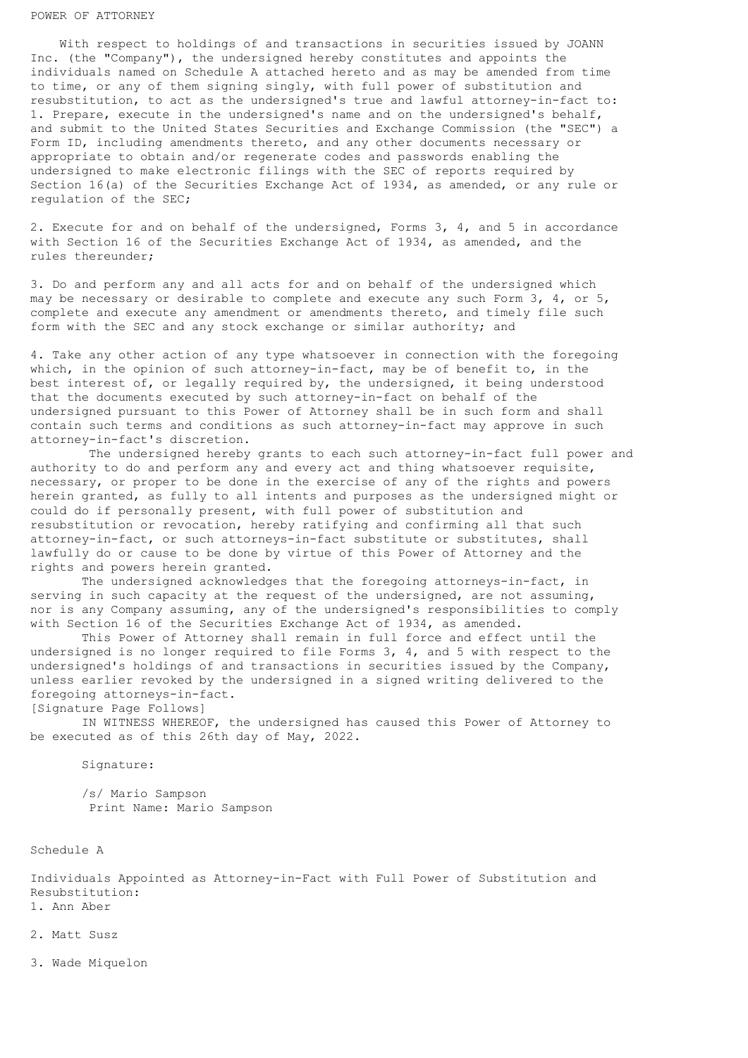# POWER OF ATTORNEY

With respect to holdings of and transactions in securities issued by JOANN Inc. (the "Company"), the undersigned hereby constitutes and appoints the individuals named on Schedule A attached hereto and as may be amended from time to time, or any of them signing singly, with full power of substitution and resubstitution, to act as the undersigned's true and lawful attorney-in-fact to:

1. Prepare, execute in the undersigned's name and on the undersigned's behalf, and submit to the United States Securities and Exchange Commission (the "SEC") a Form ID, including amendments thereto, and any other documents necessary or appropriate to obtain and/or regenerate codes and passwords enabling the undersigned to make electronic filings with the SEC of reports required by Section 16(a) of the Securities Exchange Act of 1934, as amended, or any rule or regulation of the SEC;

2. Execute for and on behalf of the undersigned, Forms 3, 4, and 5 in accordance with Section 16 of the Securities Exchange Act of 1934, as amended, and the rules thereunder;

3. Do and perform any and all acts for and on behalf of the undersigned which may be necessary or desirable to complete and execute any such Form 3, 4, or 5, complete and execute any amendment or amendments thereto, and timely file such form with the SEC and any stock exchange or similar authority; and

4. Take any other action of any type whatsoever in connection with the foregoing which, in the opinion of such attorney-in-fact, may be of benefit to, in the best interest of, or legally required by, the undersigned, it being understood that the documents executed by such attorney-in-fact on behalf of the undersigned pursuant to this Power of Attorney shall be in such form and shall contain such terms and conditions as such attorney-in-fact may approve in such attorney-in-fact's discretion.

The undersigned hereby grants to each such attorney-in-fact full power and authority to do and perform any and every act and thing whatsoever requisite, necessary, or proper to be done in the exercise of any of the rights and powers herein granted, as fully to all intents and purposes as the undersigned might or could do if personally present, with full power of substitution and resubstitution or revocation, hereby ratifying and confirming all that such attorney-in-fact, or such attorneys-in-fact substitute or substitutes, shall lawfully do or cause to be done by virtue of this Power of Attorney and the rights and powers herein granted.

The undersigned acknowledges that the foregoing attorneys-in-fact, in serving in such capacity at the request of the undersigned, are not assuming, nor is any Company assuming, any of the undersigned's responsibilities to comply with Section 16 of the Securities Exchange Act of 1934, as amended.

This Power of Attorney shall remain in full force and effect until the undersigned is no longer required to file Forms 3, 4, and 5 with respect to the undersigned's holdings of and transactions in securities issued by the Company, unless earlier revoked by the undersigned in a signed writing delivered to the foregoing attorneys-in-fact.

[Signature Page Follows]

IN WITNESS WHEREOF, the undersigned has caused this Power of Attorney to be executed as of this 26th day of May, 2022.

Signature:

/s/ Mario Sampson
Print Name: Mario Sampson

## Schedule A

Individuals Appointed as Attorney-in-Fact with Full Power of Substitution and Resubstitution:

1. Ann Aber

2. Matt Susz

3. Wade Miquelon